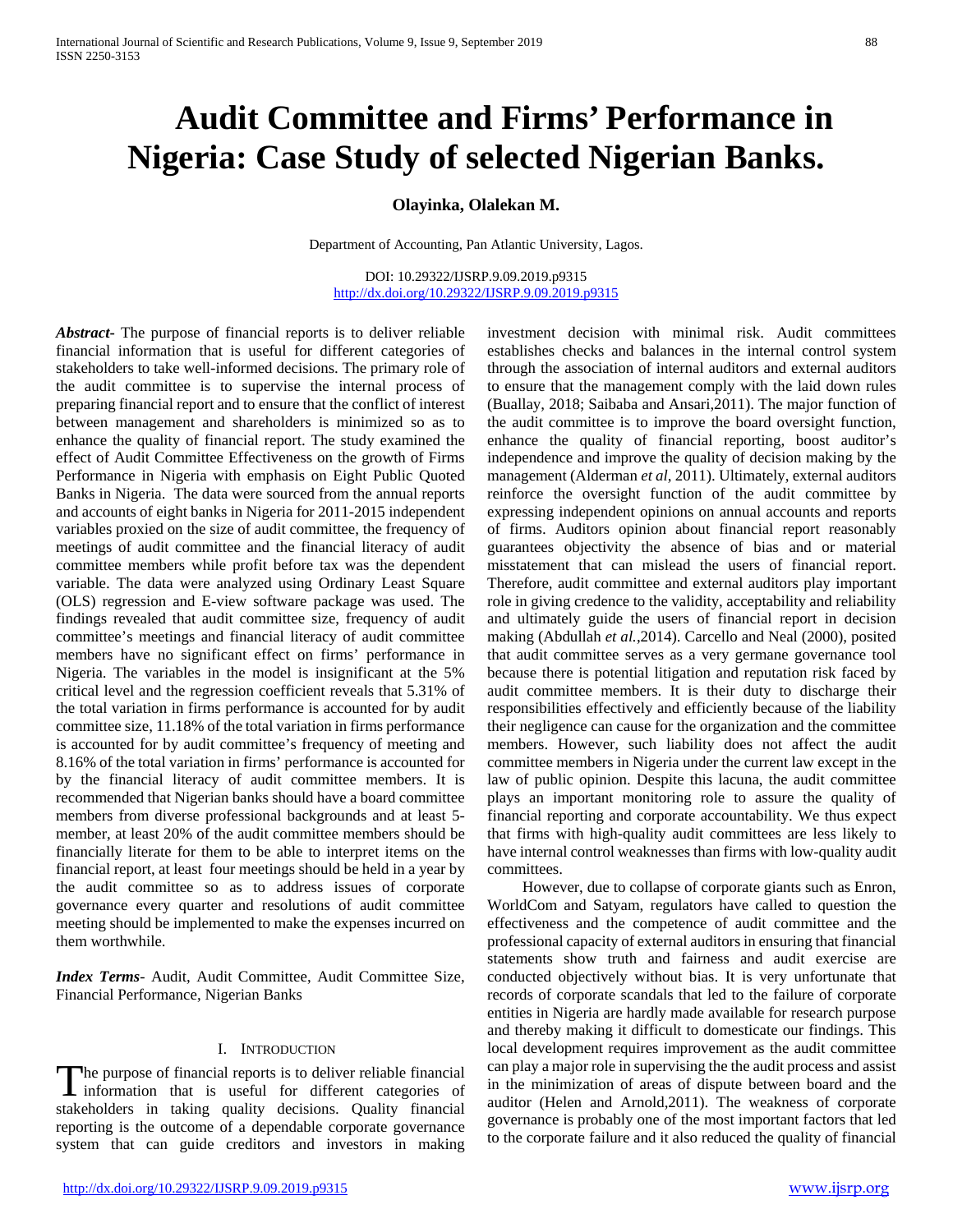# Audit Committee and Firms' Performance in Nigeria: Case Study of selected Nigerian Banks.

**Olayinka, Olalekan M.**

Department of Accounting, Pan Atlantic University, Lagos.

DOI: 10.29322/IJSRP.9.09.2019.p9315
http://dx.doi.org/10.29322/IJSRP.9.09.2019.p9315

***Abstract-*** The purpose of financial reports is to deliver reliable financial information that is useful for different categories of stakeholders to take well-informed decisions. The primary role of the audit committee is to supervise the internal process of preparing financial report and to ensure that the conflict of interest between management and shareholders is minimized so as to enhance the quality of financial report. The study examined the effect of Audit Committee Effectiveness on the growth of Firms Performance in Nigeria with emphasis on Eight Public Quoted Banks in Nigeria. The data were sourced from the annual reports and accounts of eight banks in Nigeria for 2011-2015 independent variables proxied on the size of audit committee, the frequency of meetings of audit committee and the financial literacy of audit committee members while profit before tax was the dependent variable. The data were analyzed using Ordinary Least Square (OLS) regression and E-view software package was used. The findings revealed that audit committee size, frequency of audit committee's meetings and financial literacy of audit committee members have no significant effect on firms' performance in Nigeria. The variables in the model is insignificant at the 5% critical level and the regression coefficient reveals that 5.31% of the total variation in firms performance is accounted for by audit committee size, 11.18% of the total variation in firms performance is accounted for by audit committee's frequency of meeting and 8.16% of the total variation in firms' performance is accounted for by the financial literacy of audit committee members. It is recommended that Nigerian banks should have a board committee members from diverse professional backgrounds and at least 5-member, at least 20% of the audit committee members should be financially literate for them to be able to interpret items on the financial report, at least four meetings should be held in a year by the audit committee so as to address issues of corporate governance every quarter and resolutions of audit committee meeting should be implemented to make the expenses incurred on them worthwhile.

***Index Terms-*** Audit, Audit Committee, Audit Committee Size, Financial Performance, Nigerian Banks

## I. Introduction

The purpose of financial reports is to deliver reliable financial information that is useful for different categories of stakeholders in taking quality decisions. Quality financial reporting is the outcome of a dependable corporate governance system that can guide creditors and investors in making investment decision with minimal risk. Audit committees establishes checks and balances in the internal control system through the association of internal auditors and external auditors to ensure that the management comply with the laid down rules (Buallay, 2018; Saibaba and Ansari,2011). The major function of the audit committee is to improve the board oversight function, enhance the quality of financial reporting, boost auditor's independence and improve the quality of decision making by the management (Alderman *et al*, 2011). Ultimately, external auditors reinforce the oversight function of the audit committee by expressing independent opinions on annual accounts and reports of firms. Auditors opinion about financial report reasonably guarantees objectivity the absence of bias and or material misstatement that can mislead the users of financial report. Therefore, audit committee and external auditors play important role in giving credence to the validity, acceptability and reliability and ultimately guide the users of financial report in decision making (Abdullah *et al.*,2014). Carcello and Neal (2000), posited that audit committee serves as a very germane governance tool because there is potential litigation and reputation risk faced by audit committee members. It is their duty to discharge their responsibilities effectively and efficiently because of the liability their negligence can cause for the organization and the committee members. However, such liability does not affect the audit committee members in Nigeria under the current law except in the law of public opinion. Despite this lacuna, the audit committee plays an important monitoring role to assure the quality of financial reporting and corporate accountability. We thus expect that firms with high-quality audit committees are less likely to have internal control weaknesses than firms with low-quality audit committees.

However, due to collapse of corporate giants such as Enron, WorldCom and Satyam, regulators have called to question the effectiveness and the competence of audit committee and the professional capacity of external auditors in ensuring that financial statements show truth and fairness and audit exercise are conducted objectively without bias. It is very unfortunate that records of corporate scandals that led to the failure of corporate entities in Nigeria are hardly made available for research purpose and thereby making it difficult to domesticate our findings. This local development requires improvement as the audit committee can play a major role in supervising the the audit process and assist in the minimization of areas of dispute between board and the auditor (Helen and Arnold,2011). The weakness of corporate governance is probably one of the most important factors that led to the corporate failure and it also reduced the quality of financial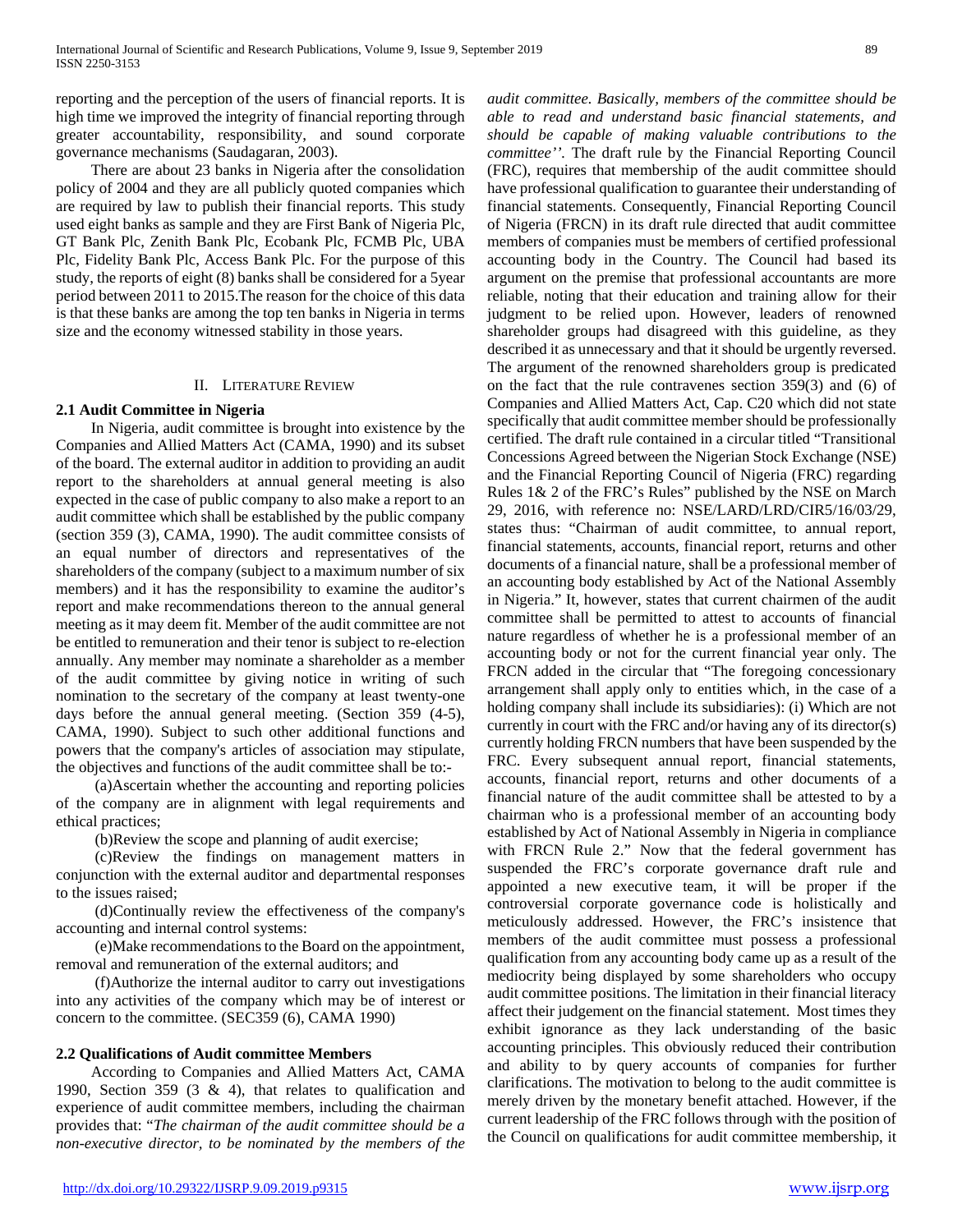reporting and the perception of the users of financial reports. It is high time we improved the integrity of financial reporting through greater accountability, responsibility, and sound corporate governance mechanisms (Saudagaran, 2003).

There are about 23 banks in Nigeria after the consolidation policy of 2004 and they are all publicly quoted companies which are required by law to publish their financial reports. This study used eight banks as sample and they are First Bank of Nigeria Plc, GT Bank Plc, Zenith Bank Plc, Ecobank Plc, FCMB Plc, UBA Plc, Fidelity Bank Plc, Access Bank Plc. For the purpose of this study, the reports of eight (8) banks shall be considered for a 5year period between 2011 to 2015.The reason for the choice of this data is that these banks are among the top ten banks in Nigeria in terms size and the economy witnessed stability in those years.

## II. Literature Review

### 2.1 Audit Committee in Nigeria

In Nigeria, audit committee is brought into existence by the Companies and Allied Matters Act (CAMA, 1990) and its subset of the board. The external auditor in addition to providing an audit report to the shareholders at annual general meeting is also expected in the case of public company to also make a report to an audit committee which shall be established by the public company (section 359 (3), CAMA, 1990). The audit committee consists of an equal number of directors and representatives of the shareholders of the company (subject to a maximum number of six members) and it has the responsibility to examine the auditor's report and make recommendations thereon to the annual general meeting as it may deem fit. Member of the audit committee are not be entitled to remuneration and their tenor is subject to re-election annually. Any member may nominate a shareholder as a member of the audit committee by giving notice in writing of such nomination to the secretary of the company at least twenty-one days before the annual general meeting. (Section 359 (4-5), CAMA, 1990). Subject to such other additional functions and powers that the company's articles of association may stipulate, the objectives and functions of the audit committee shall be to:-

(a)Ascertain whether the accounting and reporting policies of the company are in alignment with legal requirements and ethical practices;

(b)Review the scope and planning of audit exercise;

(c)Review the findings on management matters in conjunction with the external auditor and departmental responses to the issues raised;

(d)Continually review the effectiveness of the company's accounting and internal control systems:

(e)Make recommendations to the Board on the appointment, removal and remuneration of the external auditors; and

(f)Authorize the internal auditor to carry out investigations into any activities of the company which may be of interest or concern to the committee. (SEC359 (6), CAMA 1990)

### 2.2 Qualifications of Audit committee Members

According to Companies and Allied Matters Act, CAMA 1990, Section 359 (3 & 4), that relates to qualification and experience of audit committee members, including the chairman provides that: "*The chairman of the audit committee should be a non-executive director, to be nominated by the members of the audit committee. Basically, members of the committee should be able to read and understand basic financial statements, and should be capable of making valuable contributions to the committee''.* The draft rule by the Financial Reporting Council (FRC), requires that membership of the audit committee should have professional qualification to guarantee their understanding of financial statements. Consequently, Financial Reporting Council of Nigeria (FRCN) in its draft rule directed that audit committee members of companies must be members of certified professional accounting body in the Country. The Council had based its argument on the premise that professional accountants are more reliable, noting that their education and training allow for their judgment to be relied upon. However, leaders of renowned shareholder groups had disagreed with this guideline, as they described it as unnecessary and that it should be urgently reversed. The argument of the renowned shareholders group is predicated on the fact that the rule contravenes section 359(3) and (6) of Companies and Allied Matters Act, Cap. C20 which did not state specifically that audit committee member should be professionally certified. The draft rule contained in a circular titled "Transitional Concessions Agreed between the Nigerian Stock Exchange (NSE) and the Financial Reporting Council of Nigeria (FRC) regarding Rules 1& 2 of the FRC's Rules" published by the NSE on March 29, 2016, with reference no: NSE/LARD/LRD/CIR5/16/03/29, states thus: "Chairman of audit committee, to annual report, financial statements, accounts, financial report, returns and other documents of a financial nature, shall be a professional member of an accounting body established by Act of the National Assembly in Nigeria." It, however, states that current chairmen of the audit committee shall be permitted to attest to accounts of financial nature regardless of whether he is a professional member of an accounting body or not for the current financial year only. The FRCN added in the circular that "The foregoing concessionary arrangement shall apply only to entities which, in the case of a holding company shall include its subsidiaries): (i) Which are not currently in court with the FRC and/or having any of its director(s) currently holding FRCN numbers that have been suspended by the FRC. Every subsequent annual report, financial statements, accounts, financial report, returns and other documents of a financial nature of the audit committee shall be attested to by a chairman who is a professional member of an accounting body established by Act of National Assembly in Nigeria in compliance with FRCN Rule 2." Now that the federal government has suspended the FRC's corporate governance draft rule and appointed a new executive team, it will be proper if the controversial corporate governance code is holistically and meticulously addressed. However, the FRC's insistence that members of the audit committee must possess a professional qualification from any accounting body came up as a result of the mediocrity being displayed by some shareholders who occupy audit committee positions. The limitation in their financial literacy affect their judgement on the financial statement. Most times they exhibit ignorance as they lack understanding of the basic accounting principles. This obviously reduced their contribution and ability to by query accounts of companies for further clarifications. The motivation to belong to the audit committee is merely driven by the monetary benefit attached. However, if the current leadership of the FRC follows through with the position of the Council on qualifications for audit committee membership, it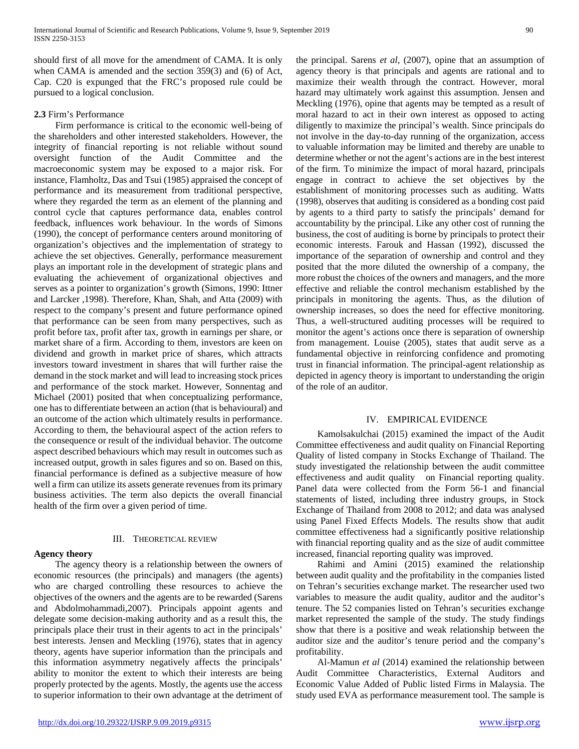should first of all move for the amendment of CAMA. It is only when CAMA is amended and the section 359(3) and (6) of Act, Cap. C20 is expunged that the FRC's proposed rule could be pursued to a logical conclusion.

### 2.3 Firm's Performance

Firm performance is critical to the economic well-being of the shareholders and other interested stakeholders. However, the integrity of financial reporting is not reliable without sound oversight function of the Audit Committee and the macroeconomic system may be exposed to a major risk. For instance, Flamholtz, Das and Tsui (1985) appraised the concept of performance and its measurement from traditional perspective, where they regarded the term as an element of the planning and control cycle that captures performance data, enables control feedback, influences work behaviour. In the words of Simons (1990), the concept of performance centers around monitoring of organization's objectives and the implementation of strategy to achieve the set objectives. Generally, performance measurement plays an important role in the development of strategic plans and evaluating the achievement of organizational objectives and serves as a pointer to organization's growth (Simons, 1990: Ittner and Larcker ,1998). Therefore, Khan, Shah, and Atta (2009) with respect to the company's present and future performance opined that performance can be seen from many perspectives, such as profit before tax, profit after tax, growth in earnings per share, or market share of a firm. According to them, investors are keen on dividend and growth in market price of shares, which attracts investors toward investment in shares that will further raise the demand in the stock market and will lead to increasing stock prices and performance of the stock market. However, Sonnentag and Michael (2001) posited that when conceptualizing performance, one has to differentiate between an action (that is behavioural) and an outcome of the action which ultimately results in performance. According to them, the behavioural aspect of the action refers to the consequence or result of the individual behavior. The outcome aspect described behaviours which may result in outcomes such as increased output, growth in sales figures and so on. Based on this, financial performance is defined as a subjective measure of how well a firm can utilize its assets generate revenues from its primary business activities. The term also depicts the overall financial health of the firm over a given period of time.

## III. THEORETICAL REVIEW

### Agency theory

The agency theory is a relationship between the owners of economic resources (the principals) and managers (the agents) who are charged controlling these resources to achieve the objectives of the owners and the agents are to be rewarded (Sarens and Abdolmohammadi,2007). Principals appoint agents and delegate some decision-making authority and as a result this, the principals place their trust in their agents to act in the principals' best interests. Jensen and Meckling (1976), states that in agency theory, agents have superior information than the principals and this information asymmetry negatively affects the principals' ability to monitor the extent to which their interests are being properly protected by the agents. Mostly, the agents use the access to superior information to their own advantage at the detriment of the principal. Sarens *et al*, (2007), opine that an assumption of agency theory is that principals and agents are rational and to maximize their wealth through the contract. However, moral hazard may ultimately work against this assumption. Jensen and Meckling (1976), opine that agents may be tempted as a result of moral hazard to act in their own interest as opposed to acting diligently to maximize the principal's wealth. Since principals do not involve in the day-to-day running of the organization, access to valuable information may be limited and thereby are unable to determine whether or not the agent's actions are in the best interest of the firm. To minimize the impact of moral hazard, principals engage in contract to achieve the set objectives by the establishment of monitoring processes such as auditing. Watts (1998), observes that auditing is considered as a bonding cost paid by agents to a third party to satisfy the principals' demand for accountability by the principal. Like any other cost of running the business, the cost of auditing is borne by principals to protect their economic interests. Farouk and Hassan (1992), discussed the importance of the separation of ownership and control and they posited that the more diluted the ownership of a company, the more robust the choices of the owners and managers, and the more effective and reliable the control mechanism established by the principals in monitoring the agents. Thus, as the dilution of ownership increases, so does the need for effective monitoring. Thus, a well-structured auditing processes will be required to monitor the agent's actions once there is separation of ownership from management. Louise (2005), states that audit serve as a fundamental objective in reinforcing confidence and promoting trust in financial information. The principal-agent relationship as depicted in agency theory is important to understanding the origin of the role of an auditor.

## IV. EMPIRICAL EVIDENCE

Kamolsakulchai (2015) examined the impact of the Audit Committee effectiveness and audit quality on Financial Reporting Quality of listed company in Stocks Exchange of Thailand. The study investigated the relationship between the audit committee effectiveness and audit quality on Financial reporting quality. Panel data were collected from the Form 56-1 and financial statements of listed, including three industry groups, in Stock Exchange of Thailand from 2008 to 2012; and data was analysed using Panel Fixed Effects Models. The results show that audit committee effectiveness had a significantly positive relationship with financial reporting quality and as the size of audit committee increased, financial reporting quality was improved.

Rahimi and Amini (2015) examined the relationship between audit quality and the profitability in the companies listed on Tehran's securities exchange market. The researcher used two variables to measure the audit quality, auditor and the auditor's tenure. The 52 companies listed on Tehran's securities exchange market represented the sample of the study. The study findings show that there is a positive and weak relationship between the auditor size and the auditor's tenure period and the company's profitability.

Al-Mamun *et al* (2014) examined the relationship between Audit Committee Characteristics, External Auditors and Economic Value Added of Public listed Firms in Malaysia. The study used EVA as performance measurement tool. The sample is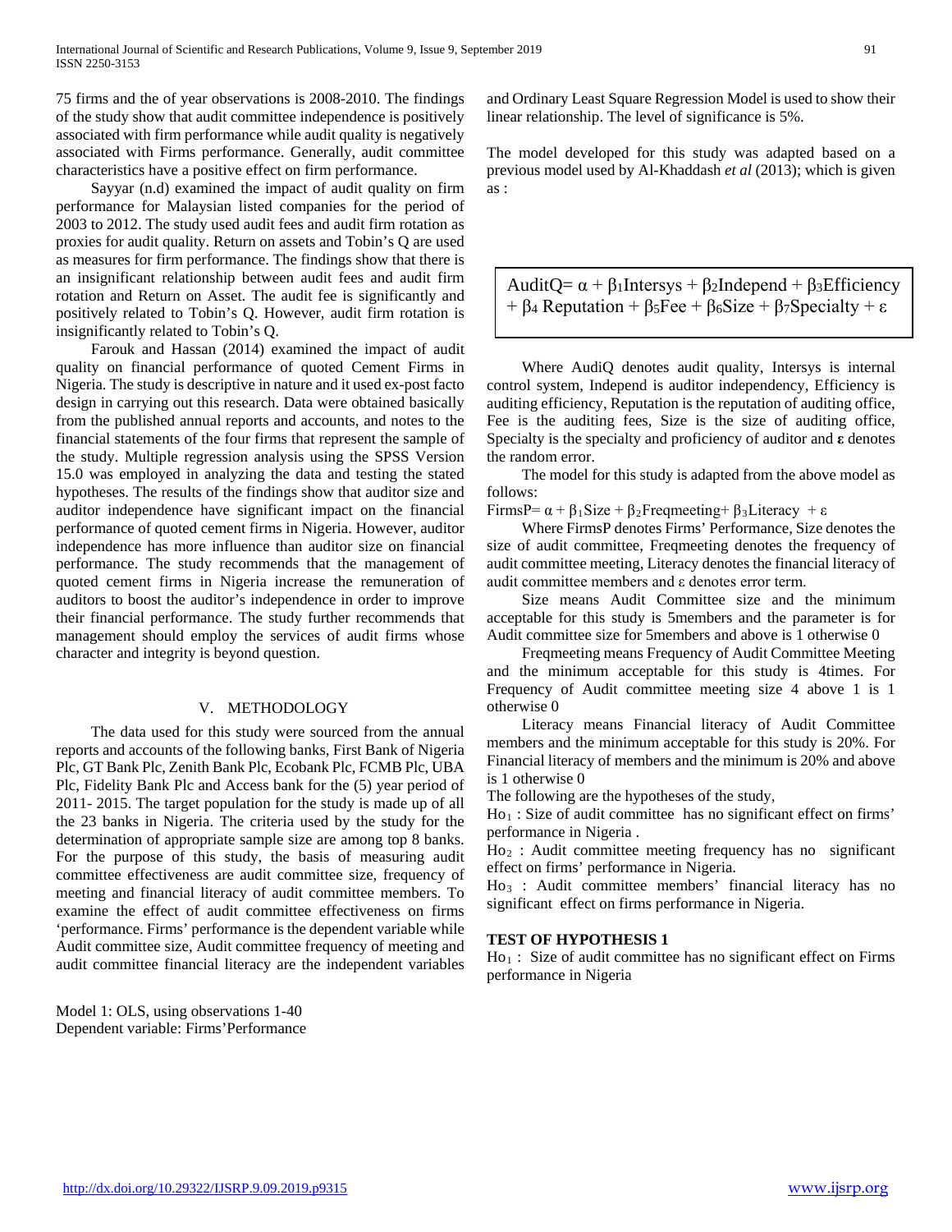75 firms and the of year observations is 2008-2010. The findings of the study show that audit committee independence is positively associated with firm performance while audit quality is negatively associated with Firms performance. Generally, audit committee characteristics have a positive effect on firm performance.

Sayyar (n.d) examined the impact of audit quality on firm performance for Malaysian listed companies for the period of 2003 to 2012. The study used audit fees and audit firm rotation as proxies for audit quality. Return on assets and Tobin's Q are used as measures for firm performance. The findings show that there is an insignificant relationship between audit fees and audit firm rotation and Return on Asset. The audit fee is significantly and positively related to Tobin's Q. However, audit firm rotation is insignificantly related to Tobin's Q.

Farouk and Hassan (2014) examined the impact of audit quality on financial performance of quoted Cement Firms in Nigeria. The study is descriptive in nature and it used ex-post facto design in carrying out this research. Data were obtained basically from the published annual reports and accounts, and notes to the financial statements of the four firms that represent the sample of the study. Multiple regression analysis using the SPSS Version 15.0 was employed in analyzing the data and testing the stated hypotheses. The results of the findings show that auditor size and auditor independence have significant impact on the financial performance of quoted cement firms in Nigeria. However, auditor independence has more influence than auditor size on financial performance. The study recommends that the management of quoted cement firms in Nigeria increase the remuneration of auditors to boost the auditor's independence in order to improve their financial performance. The study further recommends that management should employ the services of audit firms whose character and integrity is beyond question.

## V. METHODOLOGY

The data used for this study were sourced from the annual reports and accounts of the following banks, First Bank of Nigeria Plc, GT Bank Plc, Zenith Bank Plc, Ecobank Plc, FCMB Plc, UBA Plc, Fidelity Bank Plc and Access bank for the (5) year period of 2011- 2015. The target population for the study is made up of all the 23 banks in Nigeria. The criteria used by the study for the determination of appropriate sample size are among top 8 banks. For the purpose of this study, the basis of measuring audit committee effectiveness are audit committee size, frequency of meeting and financial literacy of audit committee members. To examine the effect of audit committee effectiveness on firms 'performance. Firms' performance is the dependent variable while Audit committee size, Audit committee frequency of meeting and audit committee financial literacy are the independent variables and Ordinary Least Square Regression Model is used to show their linear relationship. The level of significance is 5%.

The model developed for this study was adapted based on a previous model used by Al-Khaddash *et al* (2013); which is given as :

$$AuditQ= \alpha + \beta_1 Intersys + \beta_2 Independ + \beta_3 Efficiency + \beta_4 Reputation + \beta_5 Fee + \beta_6 Size + \beta_7 Specialty + \varepsilon$$

Where AudiQ denotes audit quality, Intersys is internal control system, Independ is auditor independency, Efficiency is auditing efficiency, Reputation is the reputation of auditing office, Fee is the auditing fees, Size is the size of auditing office, Specialty is the specialty and proficiency of auditor and **ε** denotes the random error.

The model for this study is adapted from the above model as follows:

$FirmsP= \alpha + \beta_1 Size + \beta_2 Freqmeeting + \beta_3 Literacy + \varepsilon$

Where FirmsP denotes Firms' Performance, Size denotes the size of audit committee, Freqmeeting denotes the frequency of audit committee meeting, Literacy denotes the financial literacy of audit committee members and ε denotes error term.

Size means Audit Committee size and the minimum acceptable for this study is 5members and the parameter is for Audit committee size for 5members and above is 1 otherwise 0

Freqmeeting means Frequency of Audit Committee Meeting and the minimum acceptable for this study is 4times. For Frequency of Audit committee meeting size 4 above 1 is 1 otherwise 0

Literacy means Financial literacy of Audit Committee members and the minimum acceptable for this study is 20%. For Financial literacy of members and the minimum is 20% and above is 1 otherwise 0

The following are the hypotheses of the study,

$Ho_1$ : Size of audit committee has no significant effect on firms' performance in Nigeria .

$Ho_2$ : Audit committee meeting frequency has no significant effect on firms' performance in Nigeria.

$Ho_3$ : Audit committee members' financial literacy has no significant effect on firms performance in Nigeria.

**TEST OF HYPOTHESIS 1**

$Ho_1$ : Size of audit committee has no significant effect on Firms performance in Nigeria

Model 1: OLS, using observations 1-40
Dependent variable: Firms'Performance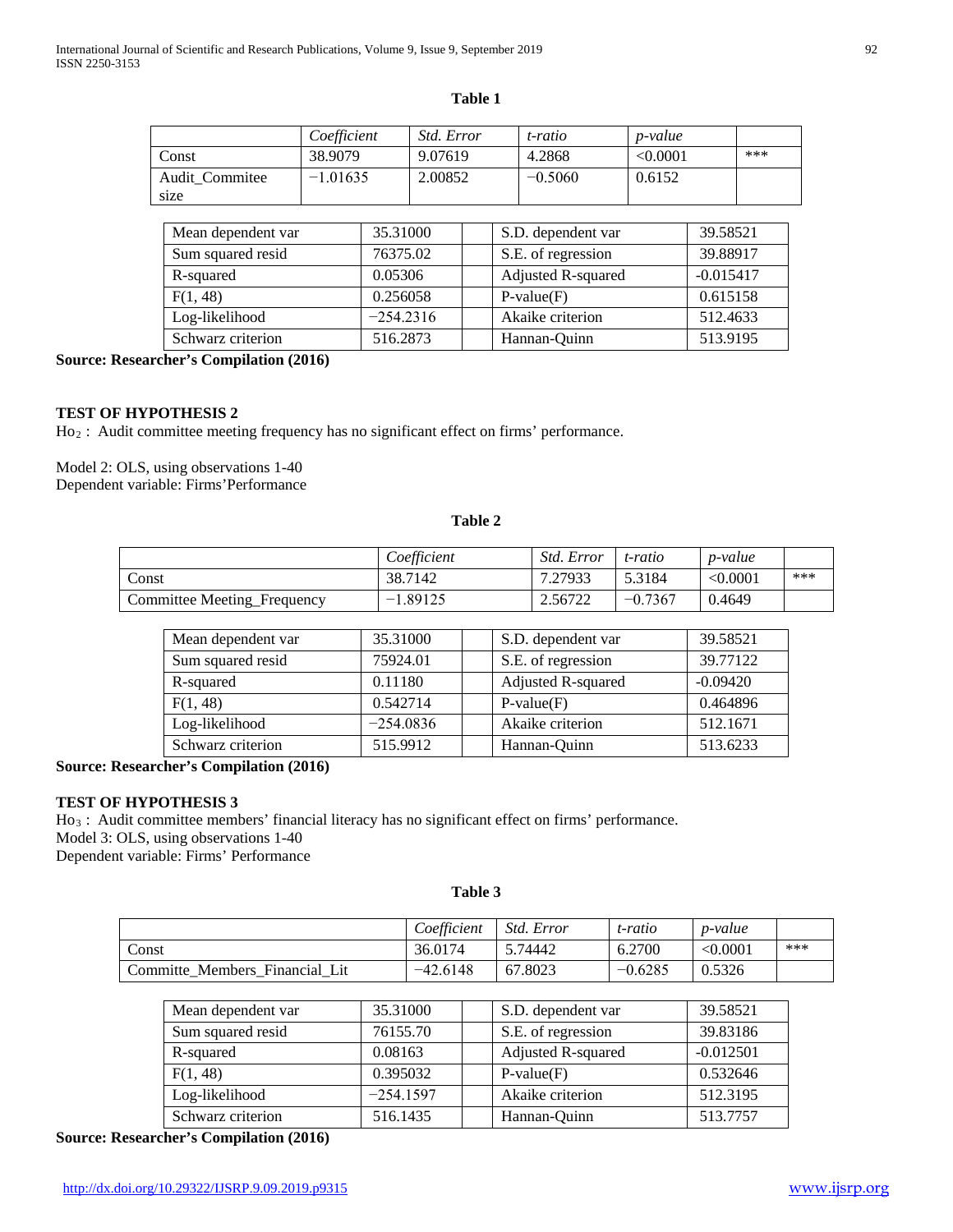**Table 1**

| | *Coefficient* | *Std. Error* | *t-ratio* | *p-value* | |
|---|---|---|---|---|---|
| Const | 38.9079 | 9.07619 | 4.2868 | <0.0001 | *** |
| Audit_Commitee size | −1.01635 | 2.00852 | −0.5060 | 0.6152 | |

| | | | | |
|---|---|---|---|---|
| Mean dependent var | 35.31000 | | S.D. dependent var | 39.58521 |
| Sum squared resid | 76375.02 | | S.E. of regression | 39.88917 |
| R-squared | 0.05306 | | Adjusted R-squared | -0.015417 |
| F(1, 48) | 0.256058 | | P-value(F) | 0.615158 |
| Log-likelihood | −254.2316 | | Akaike criterion | 512.4633 |
| Schwarz criterion | 516.2873 | | Hannan-Quinn | 513.9195 |

**Source: Researcher's Compilation (2016)**

**TEST OF HYPOTHESIS 2**

$Ho_2$ : Audit committee meeting frequency has no significant effect on firms' performance.

Model 2: OLS, using observations 1-40
Dependent variable: Firms'Performance

**Table 2**

| | *Coefficient* | *Std. Error* | *t-ratio* | *p-value* | |
|---|---|---|---|---|---|
| Const | 38.7142 | 7.27933 | 5.3184 | <0.0001 | *** |
| Committee Meeting_Frequency | −1.89125 | 2.56722 | −0.7367 | 0.4649 | |

| | | | | |
|---|---|---|---|---|
| Mean dependent var | 35.31000 | | S.D. dependent var | 39.58521 |
| Sum squared resid | 75924.01 | | S.E. of regression | 39.77122 |
| R-squared | 0.11180 | | Adjusted R-squared | -0.09420 |
| F(1, 48) | 0.542714 | | P-value(F) | 0.464896 |
| Log-likelihood | −254.0836 | | Akaike criterion | 512.1671 |
| Schwarz criterion | 515.9912 | | Hannan-Quinn | 513.6233 |

**Source: Researcher's Compilation (2016)**

**TEST OF HYPOTHESIS 3**

$Ho_3$ : Audit committee members' financial literacy has no significant effect on firms' performance.
Model 3: OLS, using observations 1-40
Dependent variable: Firms' Performance

**Table 3**

| | *Coefficient* | *Std. Error* | *t-ratio* | *p-value* | |
|---|---|---|---|---|---|
| Const | 36.0174 | 5.74442 | 6.2700 | <0.0001 | *** |
| Committe_Members_Financial_Lit | −42.6148 | 67.8023 | −0.6285 | 0.5326 | |

| | | | | |
|---|---|---|---|---|
| Mean dependent var | 35.31000 | | S.D. dependent var | 39.58521 |
| Sum squared resid | 76155.70 | | S.E. of regression | 39.83186 |
| R-squared | 0.08163 | | Adjusted R-squared | -0.012501 |
| F(1, 48) | 0.395032 | | P-value(F) | 0.532646 |
| Log-likelihood | −254.1597 | | Akaike criterion | 512.3195 |
| Schwarz criterion | 516.1435 | | Hannan-Quinn | 513.7757 |

**Source: Researcher's Compilation (2016)**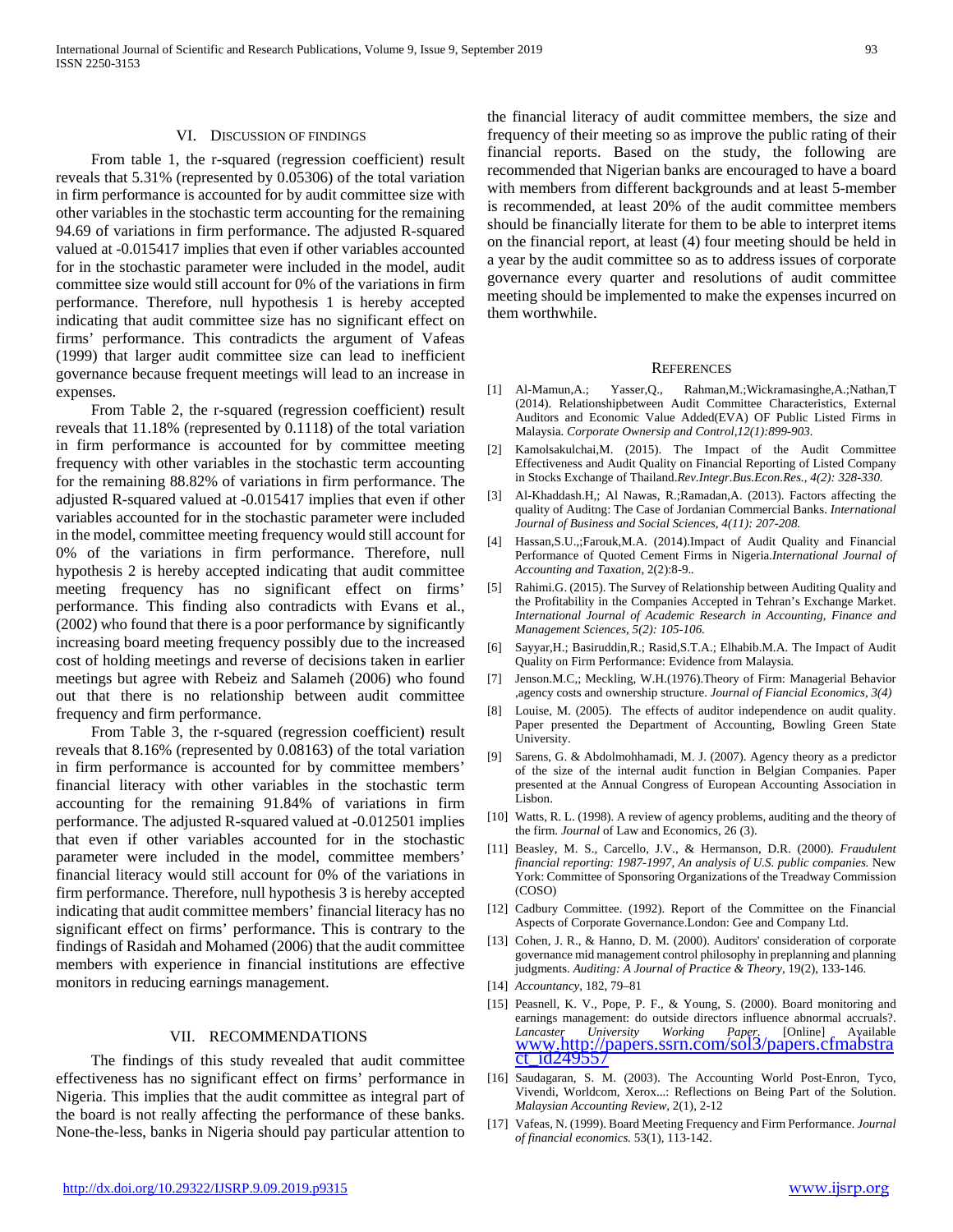## VI. Discussion of Findings

From table 1, the r-squared (regression coefficient) result reveals that 5.31% (represented by 0.05306) of the total variation in firm performance is accounted for by audit committee size with other variables in the stochastic term accounting for the remaining 94.69 of variations in firm performance. The adjusted R-squared valued at -0.015417 implies that even if other variables accounted for in the stochastic parameter were included in the model, audit committee size would still account for 0% of the variations in firm performance. Therefore, null hypothesis 1 is hereby accepted indicating that audit committee size has no significant effect on firms' performance. This contradicts the argument of Vafeas (1999) that larger audit committee size can lead to inefficient governance because frequent meetings will lead to an increase in expenses.

From Table 2, the r-squared (regression coefficient) result reveals that 11.18% (represented by 0.1118) of the total variation in firm performance is accounted for by committee meeting frequency with other variables in the stochastic term accounting for the remaining 88.82% of variations in firm performance. The adjusted R-squared valued at -0.015417 implies that even if other variables accounted for in the stochastic parameter were included in the model, committee meeting frequency would still account for 0% of the variations in firm performance. Therefore, null hypothesis 2 is hereby accepted indicating that audit committee meeting frequency has no significant effect on firms' performance. This finding also contradicts with Evans et al., (2002) who found that there is a poor performance by significantly increasing board meeting frequency possibly due to the increased cost of holding meetings and reverse of decisions taken in earlier meetings but agree with Rebeiz and Salameh (2006) who found out that there is no relationship between audit committee frequency and firm performance.

From Table 3, the r-squared (regression coefficient) result reveals that 8.16% (represented by 0.08163) of the total variation in firm performance is accounted for by committee members' financial literacy with other variables in the stochastic term accounting for the remaining 91.84% of variations in firm performance. The adjusted R-squared valued at -0.012501 implies that even if other variables accounted for in the stochastic parameter were included in the model, committee members' financial literacy would still account for 0% of the variations in firm performance. Therefore, null hypothesis 3 is hereby accepted indicating that audit committee members' financial literacy has no significant effect on firms' performance. This is contrary to the findings of Rasidah and Mohamed (2006) that the audit committee members with experience in financial institutions are effective monitors in reducing earnings management.

## VII. Recommendations

The findings of this study revealed that audit committee effectiveness has no significant effect on firms' performance in Nigeria. This implies that the audit committee as integral part of the board is not really affecting the performance of these banks. None-the-less, banks in Nigeria should pay particular attention to the financial literacy of audit committee members, the size and frequency of their meeting so as improve the public rating of their financial reports. Based on the study, the following are recommended that Nigerian banks are encouraged to have a board with members from different backgrounds and at least 5-member is recommended, at least 20% of the audit committee members should be financially literate for them to be able to interpret items on the financial report, at least (4) four meeting should be held in a year by the audit committee so as to address issues of corporate governance every quarter and resolutions of audit committee meeting should be implemented to make the expenses incurred on them worthwhile.

## References

[1] Al-Mamun,A.; Yasser,Q., Rahman,M.;Wickramasinghe,A.;Nathan,T (2014). Relationshipbetween Audit Committee Characteristics, External Auditors and Economic Value Added(EVA) OF Public Listed Firms in Malaysia. *Corporate Ownersip and Control,12(1):899-903.*

[2] Kamolsakulchai,M. (2015). The Impact of the Audit Committee Effectiveness and Audit Quality on Financial Reporting of Listed Company in Stocks Exchange of Thailand.*Rev.Integr.Bus.Econ.Res., 4(2): 328-330.*

[3] Al-Khaddash.H,; Al Nawas, R.;Ramadan,A. (2013). Factors affecting the quality of Auditng: The Case of Jordanian Commercial Banks. *International Journal of Business and Social Sciences, 4(11): 207-208.*

[4] Hassan,S.U.,;Farouk,M.A. (2014).Impact of Audit Quality and Financial Performance of Quoted Cement Firms in Nigeria.*International Journal of Accounting and Taxation,* 2(2):8-9..

[5] Rahimi.G. (2015). The Survey of Relationship between Auditing Quality and the Profitability in the Companies Accepted in Tehran's Exchange Market. *International Journal of Academic Research in Accounting, Finance and Management Sciences, 5(2): 105-106.*

[6] Sayyar,H.; Basiruddin,R.; Rasid,S.T.A.; Elhabib.M.A. The Impact of Audit Quality on Firm Performance: Evidence from Malaysia.

[7] Jenson.M.C,; Meckling, W.H.(1976).Theory of Firm: Managerial Behavior ,agency costs and ownership structure. *Journal of Fiancial Economics, 3(4)*

[8] Louise, M. (2005). The effects of auditor independence on audit quality. Paper presented the Department of Accounting, Bowling Green State University.

[9] Sarens, G. & Abdolmohhamadi, M. J. (2007). Agency theory as a predictor of the size of the internal audit function in Belgian Companies. Paper presented at the Annual Congress of European Accounting Association in Lisbon.

[10] Watts, R. L. (1998). A review of agency problems, auditing and the theory of the firm. *Journal* of Law and Economics, 26 (3).

[11] Beasley, M. S., Carcello, J.V., & Hermanson, D.R. (2000). *Fraudulent financial reporting: 1987-1997, An analysis of U.S. public companies.* New York: Committee of Sponsoring Organizations of the Treadway Commission (COSO)

[12] Cadbury Committee. (1992). Report of the Committee on the Financial Aspects of Corporate Governance.London: Gee and Company Ltd.

[13] Cohen, J. R., & Hanno, D. M. (2000). Auditors' consideration of corporate governance mid management control philosophy in preplanning and planning judgments. *Auditing: A Journal of Practice & Theory,* 19(2), 133-146.

[14] *Accountancy,* 182, 79–81

[15] Peasnell, K. V., Pope, P. F., & Young, S. (2000). Board monitoring and earnings management: do outside directors influence abnormal accruals?. *Lancaster University Working Paper.* [Online] Available www.http://papers.ssrn.com/sol3/papers.cfmabstract_id249557

[16] Saudagaran, S. M. (2003). The Accounting World Post-Enron, Tyco, Vivendi, Worldcom, Xerox...: Reflections on Being Part of the Solution. *Malaysian Accounting Review,* 2(1), 2-12

[17] Vafeas, N. (1999). Board Meeting Frequency and Firm Performance. *Journal of financial economics.* 53(1), 113-142.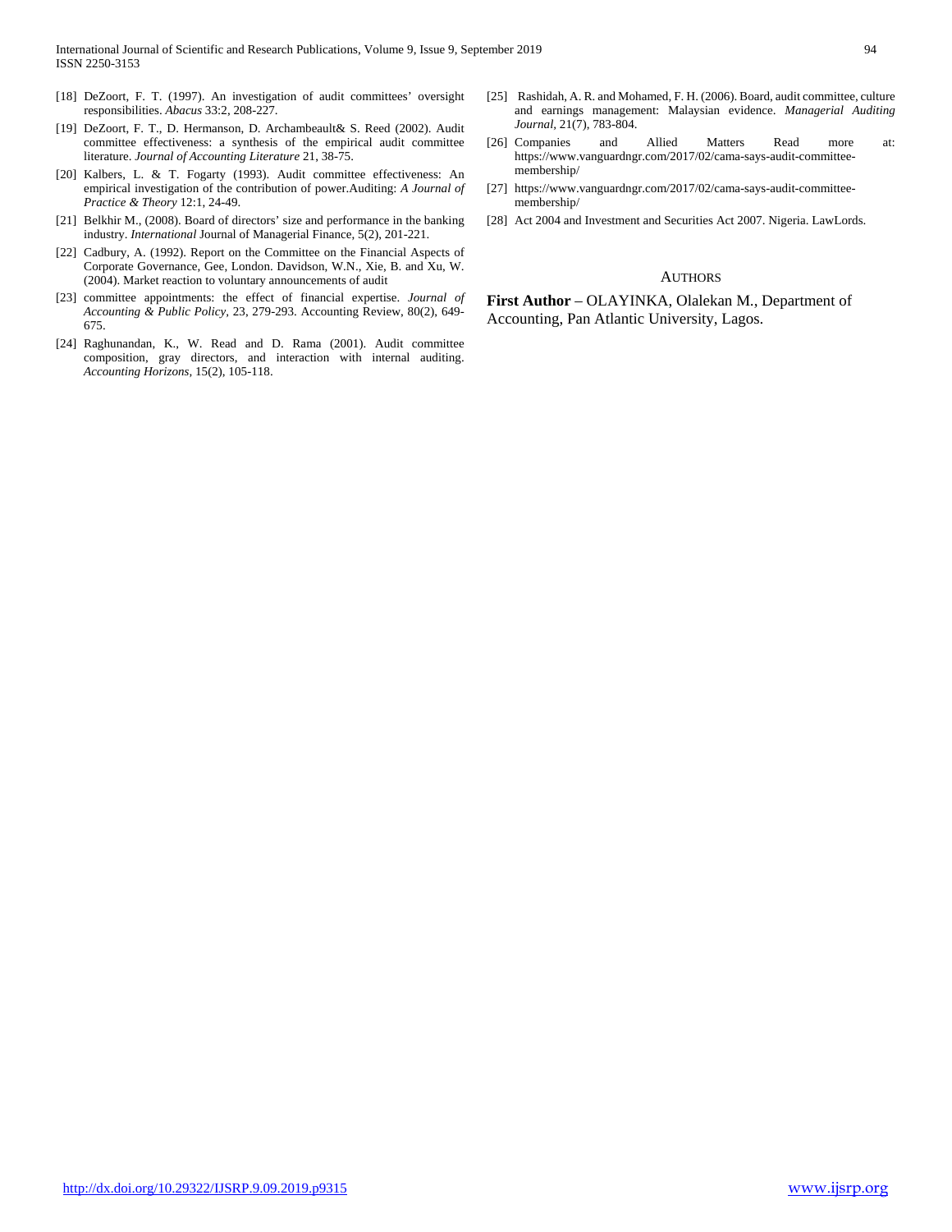[18] DeZoort, F. T. (1997). An investigation of audit committees' oversight responsibilities. *Abacus* 33:2, 208-227.

[19] DeZoort, F. T., D. Hermanson, D. Archambeault& S. Reed (2002). Audit committee effectiveness: a synthesis of the empirical audit committee literature. *Journal of Accounting Literature* 21, 38-75.

[20] Kalbers, L. & T. Fogarty (1993). Audit committee effectiveness: An empirical investigation of the contribution of power.Auditing: *A Journal of Practice & Theory* 12:1, 24-49.

[21] Belkhir M., (2008). Board of directors' size and performance in the banking industry. *International* Journal of Managerial Finance, 5(2), 201-221.

[22] Cadbury, A. (1992). Report on the Committee on the Financial Aspects of Corporate Governance, Gee, London. Davidson, W.N., Xie, B. and Xu, W. (2004). Market reaction to voluntary announcements of audit

[23] committee appointments: the effect of financial expertise. *Journal of Accounting & Public Policy*, 23, 279-293. Accounting Review, 80(2), 649-675.

[24] Raghunandan, K., W. Read and D. Rama (2001). Audit committee composition, gray directors, and interaction with internal auditing. *Accounting Horizons*, 15(2), 105-118.

[25] Rashidah, A. R. and Mohamed, F. H. (2006). Board, audit committee, culture and earnings management: Malaysian evidence. *Managerial Auditing Journal*, 21(7), 783-804.

[26] Companies and Allied Matters Read more at: https://www.vanguardngr.com/2017/02/cama-says-audit-committee-membership/

[27] https://www.vanguardngr.com/2017/02/cama-says-audit-committee-membership/

[28] Act 2004 and Investment and Securities Act 2007. Nigeria. LawLords.

## Authors

**First Author** – OLAYINKA, Olalekan M., Department of Accounting, Pan Atlantic University, Lagos.